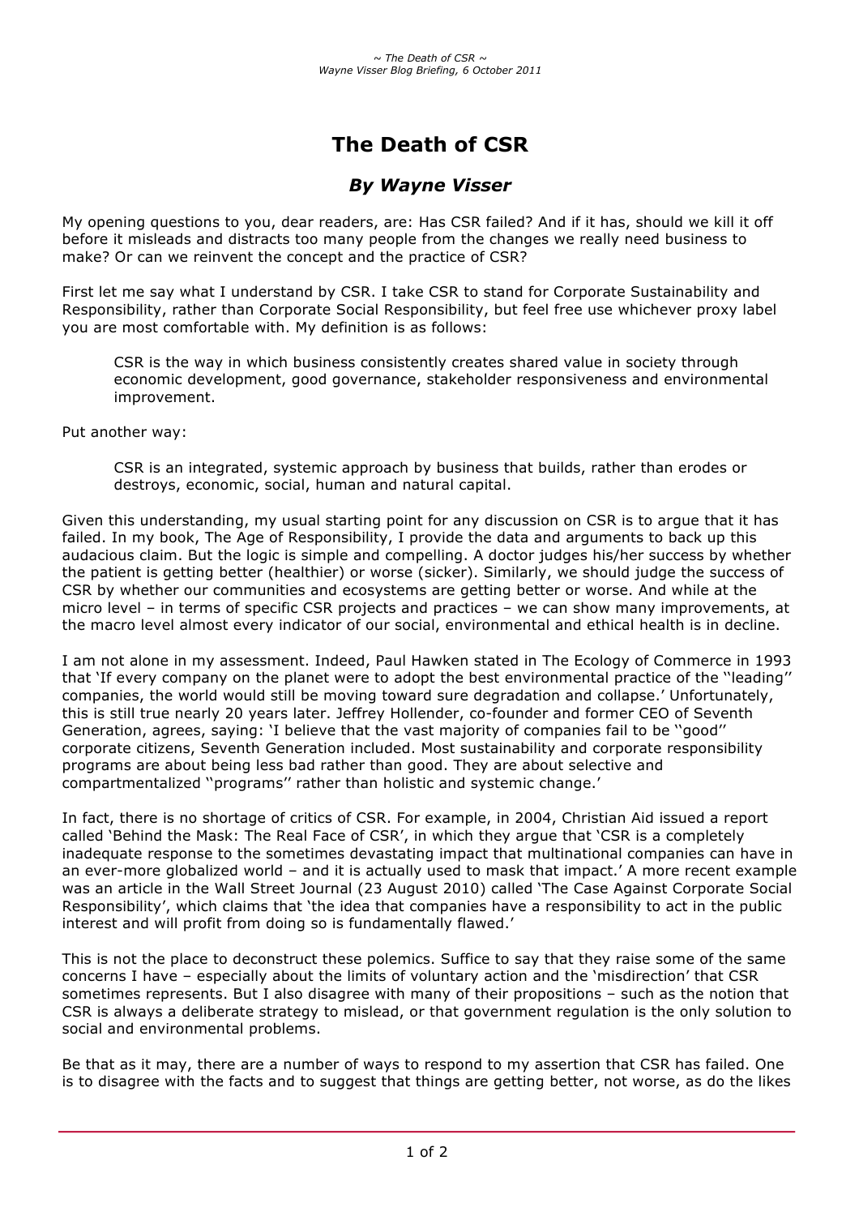# The Death of CSR

## *By Wayne Visser*

My opening questions to you, dear readers, are: Has CSR failed? And if it has, should we kill it off before it misleads and distracts too many people from the changes we really need business to make? Or can we reinvent the concept and the practice of CSR?

First let me say what I understand by CSR. I take CSR to stand for Corporate Sustainability and Responsibility, rather than Corporate Social Responsibility, but feel free use whichever proxy label you are most comfortable with. My definition is as follows:

> CSR is the way in which business consistently creates shared value in society through economic development, good governance, stakeholder responsiveness and environmental improvement.

Put another way:

> CSR is an integrated, systemic approach by business that builds, rather than erodes or destroys, economic, social, human and natural capital.

Given this understanding, my usual starting point for any discussion on CSR is to argue that it has failed. In my book, The Age of Responsibility, I provide the data and arguments to back up this audacious claim. But the logic is simple and compelling. A doctor judges his/her success by whether the patient is getting better (healthier) or worse (sicker). Similarly, we should judge the success of CSR by whether our communities and ecosystems are getting better or worse. And while at the micro level – in terms of specific CSR projects and practices – we can show many improvements, at the macro level almost every indicator of our social, environmental and ethical health is in decline.

I am not alone in my assessment. Indeed, Paul Hawken stated in The Ecology of Commerce in 1993 that 'If every company on the planet were to adopt the best environmental practice of the ''leading'' companies, the world would still be moving toward sure degradation and collapse.' Unfortunately, this is still true nearly 20 years later. Jeffrey Hollender, co-founder and former CEO of Seventh Generation, agrees, saying: 'I believe that the vast majority of companies fail to be ''good'' corporate citizens, Seventh Generation included. Most sustainability and corporate responsibility programs are about being less bad rather than good. They are about selective and compartmentalized ''programs'' rather than holistic and systemic change.'

In fact, there is no shortage of critics of CSR. For example, in 2004, Christian Aid issued a report called 'Behind the Mask: The Real Face of CSR', in which they argue that 'CSR is a completely inadequate response to the sometimes devastating impact that multinational companies can have in an ever-more globalized world – and it is actually used to mask that impact.' A more recent example was an article in the Wall Street Journal (23 August 2010) called 'The Case Against Corporate Social Responsibility', which claims that 'the idea that companies have a responsibility to act in the public interest and will profit from doing so is fundamentally flawed.'

This is not the place to deconstruct these polemics. Suffice to say that they raise some of the same concerns I have – especially about the limits of voluntary action and the 'misdirection' that CSR sometimes represents. But I also disagree with many of their propositions – such as the notion that CSR is always a deliberate strategy to mislead, or that government regulation is the only solution to social and environmental problems.

Be that as it may, there are a number of ways to respond to my assertion that CSR has failed. One is to disagree with the facts and to suggest that things are getting better, not worse, as do the likes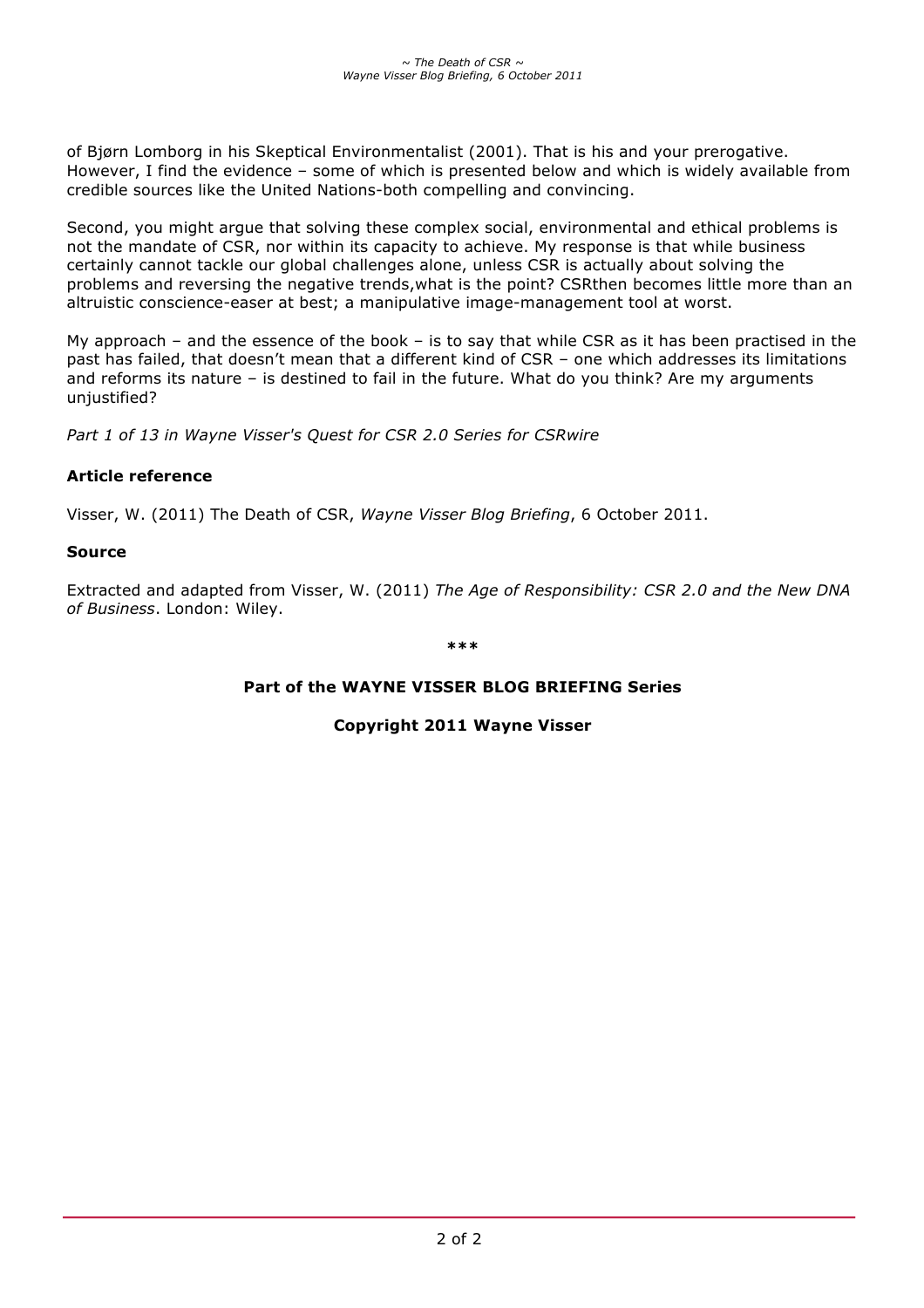of Bjørn Lomborg in his Skeptical Environmentalist (2001). That is his and your prerogative. However, I find the evidence – some of which is presented below and which is widely available from credible sources like the United Nations-both compelling and convincing.

Second, you might argue that solving these complex social, environmental and ethical problems is not the mandate of CSR, nor within its capacity to achieve. My response is that while business certainly cannot tackle our global challenges alone, unless CSR is actually about solving the problems and reversing the negative trends,what is the point? CSRthen becomes little more than an altruistic conscience-easer at best; a manipulative image-management tool at worst.

My approach – and the essence of the book – is to say that while CSR as it has been practised in the past has failed, that doesn't mean that a different kind of CSR – one which addresses its limitations and reforms its nature – is destined to fail in the future. What do you think? Are my arguments unjustified?

*Part 1 of 13 in Wayne Visser's Quest for CSR 2.0 Series for CSRwire*

**Article reference**

Visser, W. (2011) The Death of CSR, *Wayne Visser Blog Briefing*, 6 October 2011.

**Source**

Extracted and adapted from Visser, W. (2011) *The Age of Responsibility: CSR 2.0 and the New DNA of Business*. London: Wiley.

**\*\*\***

**Part of the WAYNE VISSER BLOG BRIEFING Series**

**Copyright 2011 Wayne Visser**